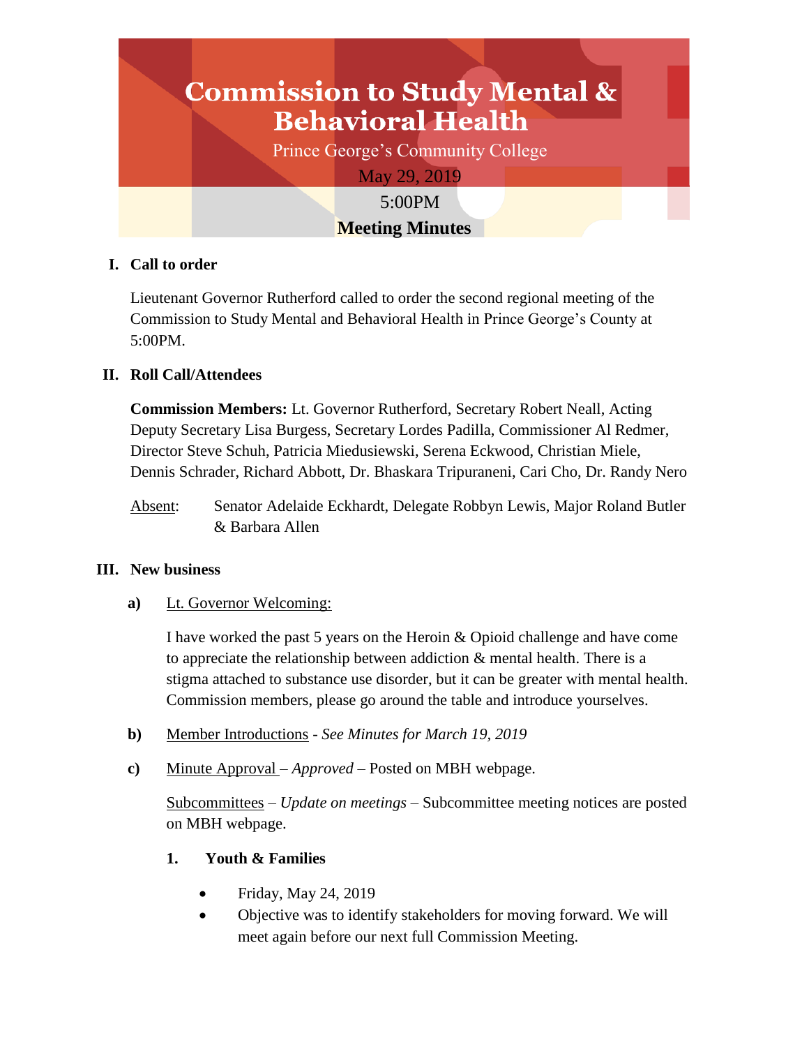# Commission to Study Mental & Behavioral Health

Prince George's Community College

May 29, 2019

5:00PM

**Meeting Minutes**

## I. Call to order

Lieutenant Governor Rutherford called to order the second regional meeting of the Commission to Study Mental and Behavioral Health in Prince George's County at 5:00PM.

## II. Roll Call/Attendees

**Commission Members:** Lt. Governor Rutherford, Secretary Robert Neall, Acting Deputy Secretary Lisa Burgess, Secretary Lordes Padilla, Commissioner Al Redmer, Director Steve Schuh, Patricia Miedusiewski, Serena Eckwood, Christian Miele, Dennis Schrader, Richard Abbott, Dr. Bhaskara Tripuraneni, Cari Cho, Dr. Randy Nero

Absent: Senator Adelaide Eckhardt, Delegate Robbyn Lewis, Major Roland Butler & Barbara Allen

## III. New business

**a)** Lt. Governor Welcoming:

I have worked the past 5 years on the Heroin & Opioid challenge and have come to appreciate the relationship between addiction & mental health. There is a stigma attached to substance use disorder, but it can be greater with mental health. Commission members, please go around the table and introduce yourselves.

**b)** Member Introductions - *See Minutes for March 19, 2019*

**c)** Minute Approval – *Approved* – Posted on MBH webpage.

Subcommittees – *Update on meetings* – Subcommittee meeting notices are posted on MBH webpage.

**1. Youth & Families**

- Friday, May 24, 2019
- Objective was to identify stakeholders for moving forward. We will meet again before our next full Commission Meeting.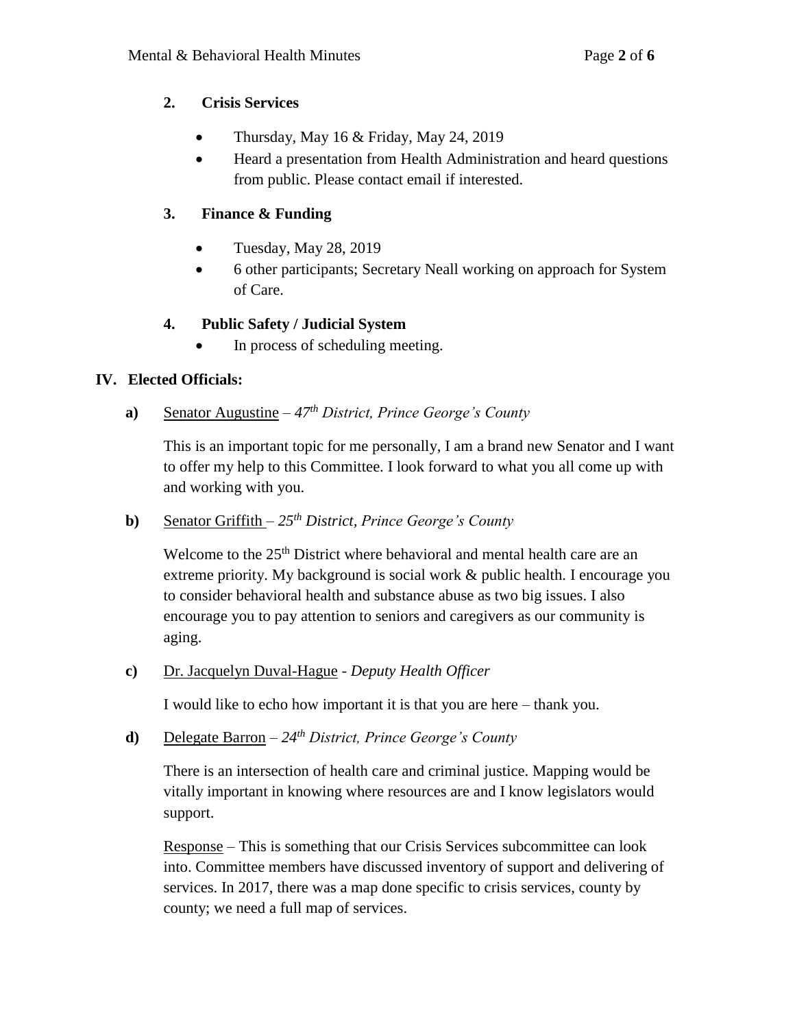**2. Crisis Services**

- Thursday, May 16 & Friday, May 24, 2019
- Heard a presentation from Health Administration and heard questions from public. Please contact email if interested.

**3. Finance & Funding**

- Tuesday, May 28, 2019
- 6 other participants; Secretary Neall working on approach for System of Care.

**4. Public Safety / Judicial System**

- In process of scheduling meeting.

## IV. Elected Officials:

**a)** Senator Augustine – *47th District, Prince George's County*

This is an important topic for me personally, I am a brand new Senator and I want to offer my help to this Committee. I look forward to what you all come up with and working with you.

**b)** Senator Griffith – *25th District, Prince George's County*

Welcome to the 25th District where behavioral and mental health care are an extreme priority. My background is social work & public health. I encourage you to consider behavioral health and substance abuse as two big issues. I also encourage you to pay attention to seniors and caregivers as our community is aging.

**c)** Dr. Jacquelyn Duval-Hague - *Deputy Health Officer*

I would like to echo how important it is that you are here – thank you.

**d)** Delegate Barron – *24th District, Prince George's County*

There is an intersection of health care and criminal justice. Mapping would be vitally important in knowing where resources are and I know legislators would support.

Response – This is something that our Crisis Services subcommittee can look into. Committee members have discussed inventory of support and delivering of services. In 2017, there was a map done specific to crisis services, county by county; we need a full map of services.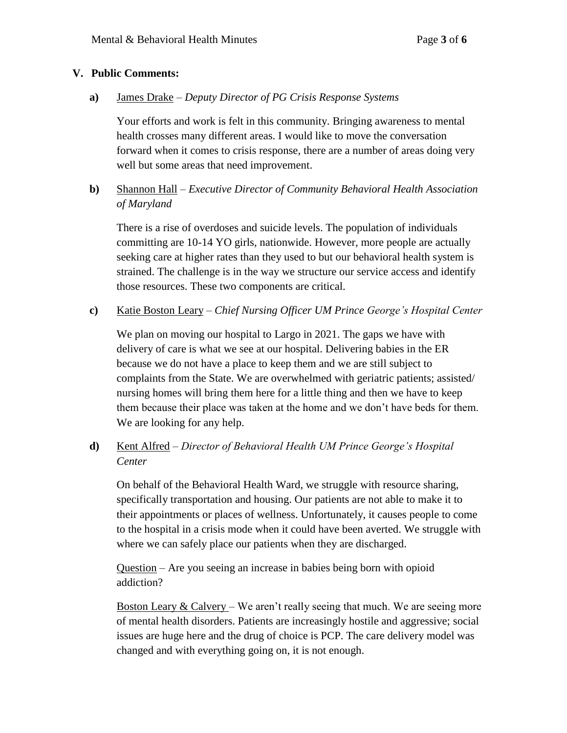## V. Public Comments:

**a)** James Drake – *Deputy Director of PG Crisis Response Systems*

Your efforts and work is felt in this community. Bringing awareness to mental health crosses many different areas. I would like to move the conversation forward when it comes to crisis response, there are a number of areas doing very well but some areas that need improvement.

**b)** Shannon Hall – *Executive Director of Community Behavioral Health Association of Maryland*

There is a rise of overdoses and suicide levels. The population of individuals committing are 10-14 YO girls, nationwide. However, more people are actually seeking care at higher rates than they used to but our behavioral health system is strained. The challenge is in the way we structure our service access and identify those resources. These two components are critical.

**c)** Katie Boston Leary – *Chief Nursing Officer UM Prince George's Hospital Center*

We plan on moving our hospital to Largo in 2021. The gaps we have with delivery of care is what we see at our hospital. Delivering babies in the ER because we do not have a place to keep them and we are still subject to complaints from the State. We are overwhelmed with geriatric patients; assisted/ nursing homes will bring them here for a little thing and then we have to keep them because their place was taken at the home and we don't have beds for them. We are looking for any help.

**d)** Kent Alfred – *Director of Behavioral Health UM Prince George's Hospital Center*

On behalf of the Behavioral Health Ward, we struggle with resource sharing, specifically transportation and housing. Our patients are not able to make it to their appointments or places of wellness. Unfortunately, it causes people to come to the hospital in a crisis mode when it could have been averted. We struggle with where we can safely place our patients when they are discharged.

Question – Are you seeing an increase in babies being born with opioid addiction?

Boston Leary & Calvery – We aren't really seeing that much. We are seeing more of mental health disorders. Patients are increasingly hostile and aggressive; social issues are huge here and the drug of choice is PCP. The care delivery model was changed and with everything going on, it is not enough.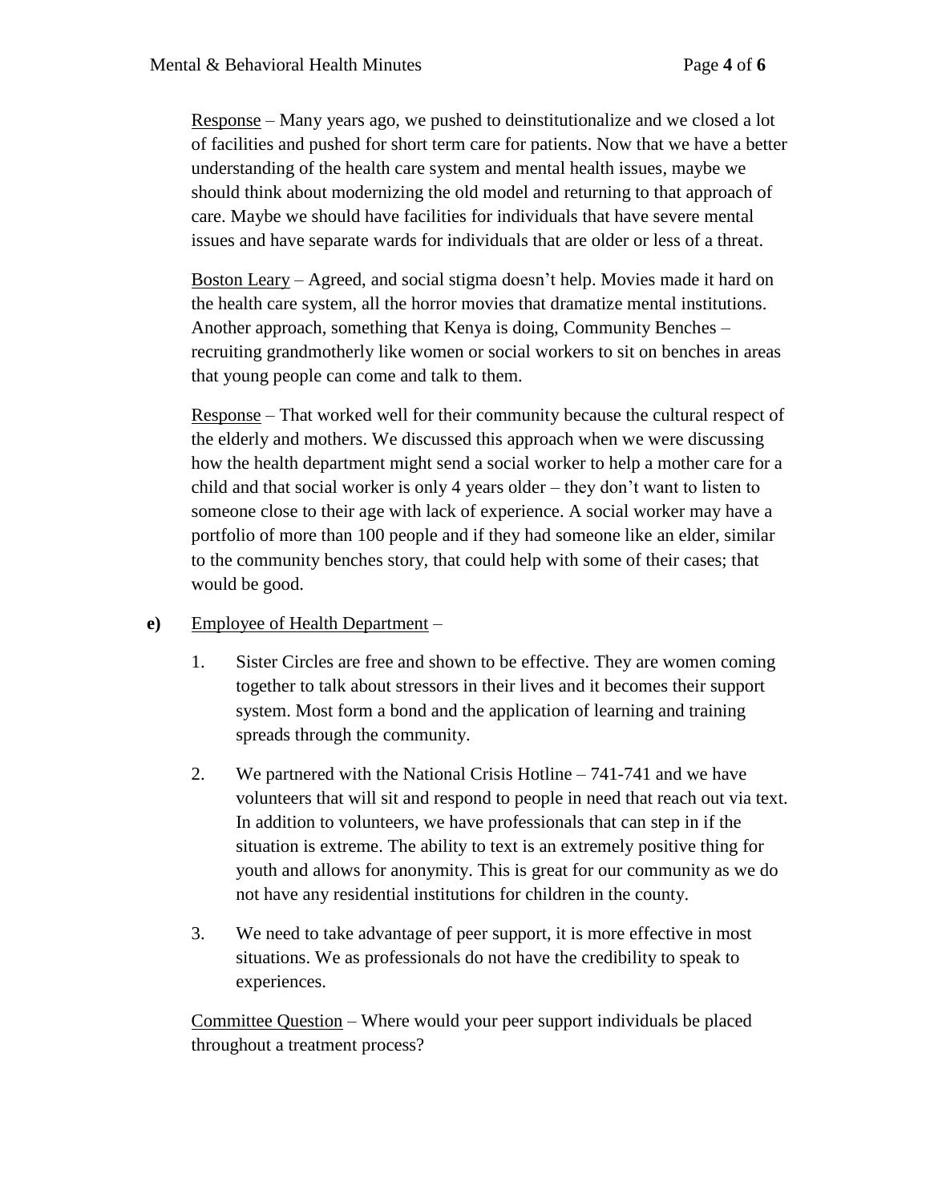Response – Many years ago, we pushed to deinstitutionalize and we closed a lot of facilities and pushed for short term care for patients. Now that we have a better understanding of the health care system and mental health issues, maybe we should think about modernizing the old model and returning to that approach of care. Maybe we should have facilities for individuals that have severe mental issues and have separate wards for individuals that are older or less of a threat.

Boston Leary – Agreed, and social stigma doesn't help. Movies made it hard on the health care system, all the horror movies that dramatize mental institutions. Another approach, something that Kenya is doing, Community Benches – recruiting grandmotherly like women or social workers to sit on benches in areas that young people can come and talk to them.

Response – That worked well for their community because the cultural respect of the elderly and mothers. We discussed this approach when we were discussing how the health department might send a social worker to help a mother care for a child and that social worker is only 4 years older – they don't want to listen to someone close to their age with lack of experience. A social worker may have a portfolio of more than 100 people and if they had someone like an elder, similar to the community benches story, that could help with some of their cases; that would be good.

**e)** Employee of Health Department –

1. Sister Circles are free and shown to be effective. They are women coming together to talk about stressors in their lives and it becomes their support system. Most form a bond and the application of learning and training spreads through the community.

2. We partnered with the National Crisis Hotline – 741-741 and we have volunteers that will sit and respond to people in need that reach out via text. In addition to volunteers, we have professionals that can step in if the situation is extreme. The ability to text is an extremely positive thing for youth and allows for anonymity. This is great for our community as we do not have any residential institutions for children in the county.

3. We need to take advantage of peer support, it is more effective in most situations. We as professionals do not have the credibility to speak to experiences.

Committee Question – Where would your peer support individuals be placed throughout a treatment process?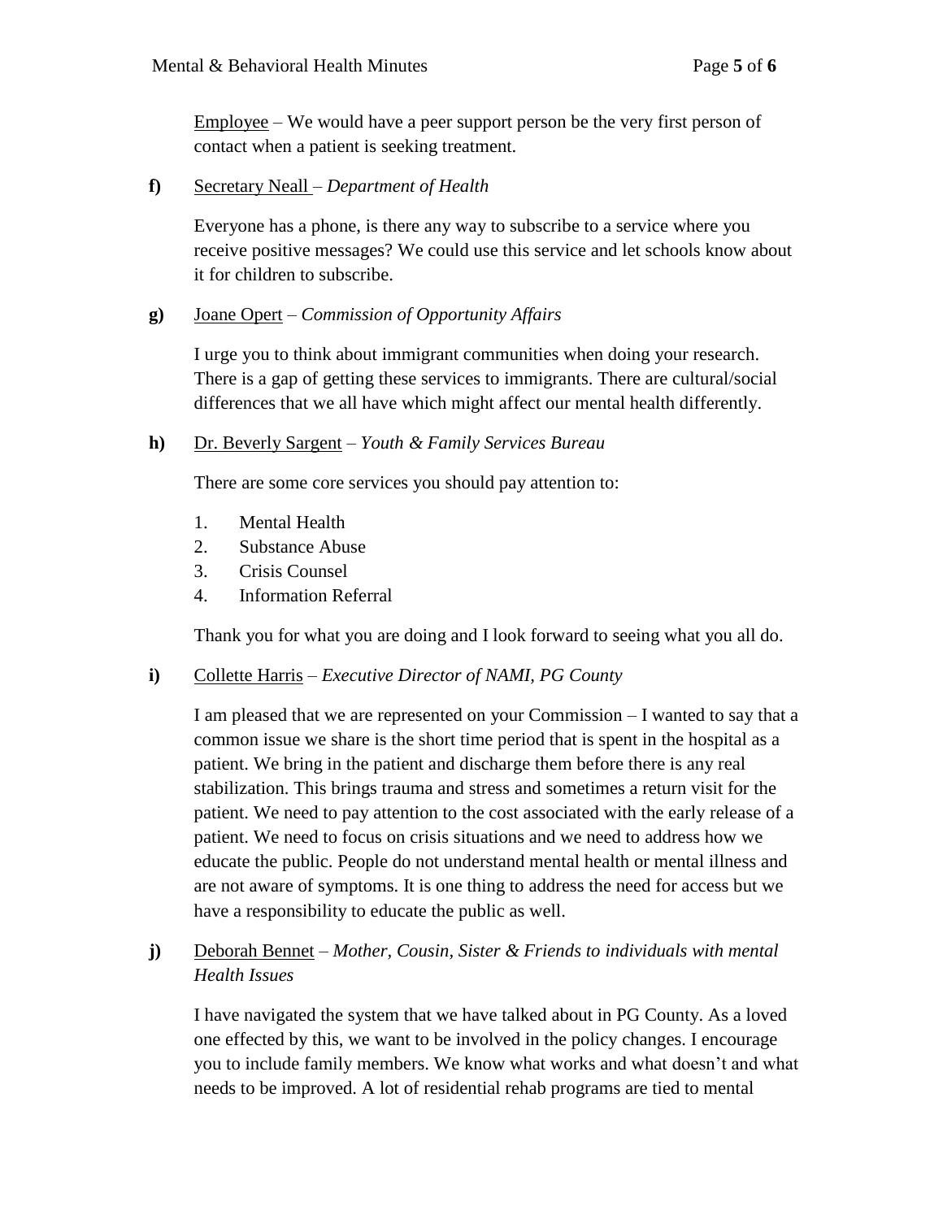Employee – We would have a peer support person be the very first person of contact when a patient is seeking treatment.

**f)** Secretary Neall – *Department of Health*

Everyone has a phone, is there any way to subscribe to a service where you receive positive messages? We could use this service and let schools know about it for children to subscribe.

**g)** Joane Opert – *Commission of Opportunity Affairs*

I urge you to think about immigrant communities when doing your research. There is a gap of getting these services to immigrants. There are cultural/social differences that we all have which might affect our mental health differently.

**h)** Dr. Beverly Sargent – *Youth & Family Services Bureau*

There are some core services you should pay attention to:

1. Mental Health
2. Substance Abuse
3. Crisis Counsel
4. Information Referral

Thank you for what you are doing and I look forward to seeing what you all do.

**i)** Collette Harris – *Executive Director of NAMI, PG County*

I am pleased that we are represented on your Commission – I wanted to say that a common issue we share is the short time period that is spent in the hospital as a patient. We bring in the patient and discharge them before there is any real stabilization. This brings trauma and stress and sometimes a return visit for the patient. We need to pay attention to the cost associated with the early release of a patient. We need to focus on crisis situations and we need to address how we educate the public. People do not understand mental health or mental illness and are not aware of symptoms. It is one thing to address the need for access but we have a responsibility to educate the public as well.

**j)** Deborah Bennet – *Mother, Cousin, Sister & Friends to individuals with mental Health Issues*

I have navigated the system that we have talked about in PG County. As a loved one effected by this, we want to be involved in the policy changes. I encourage you to include family members. We know what works and what doesn't and what needs to be improved. A lot of residential rehab programs are tied to mental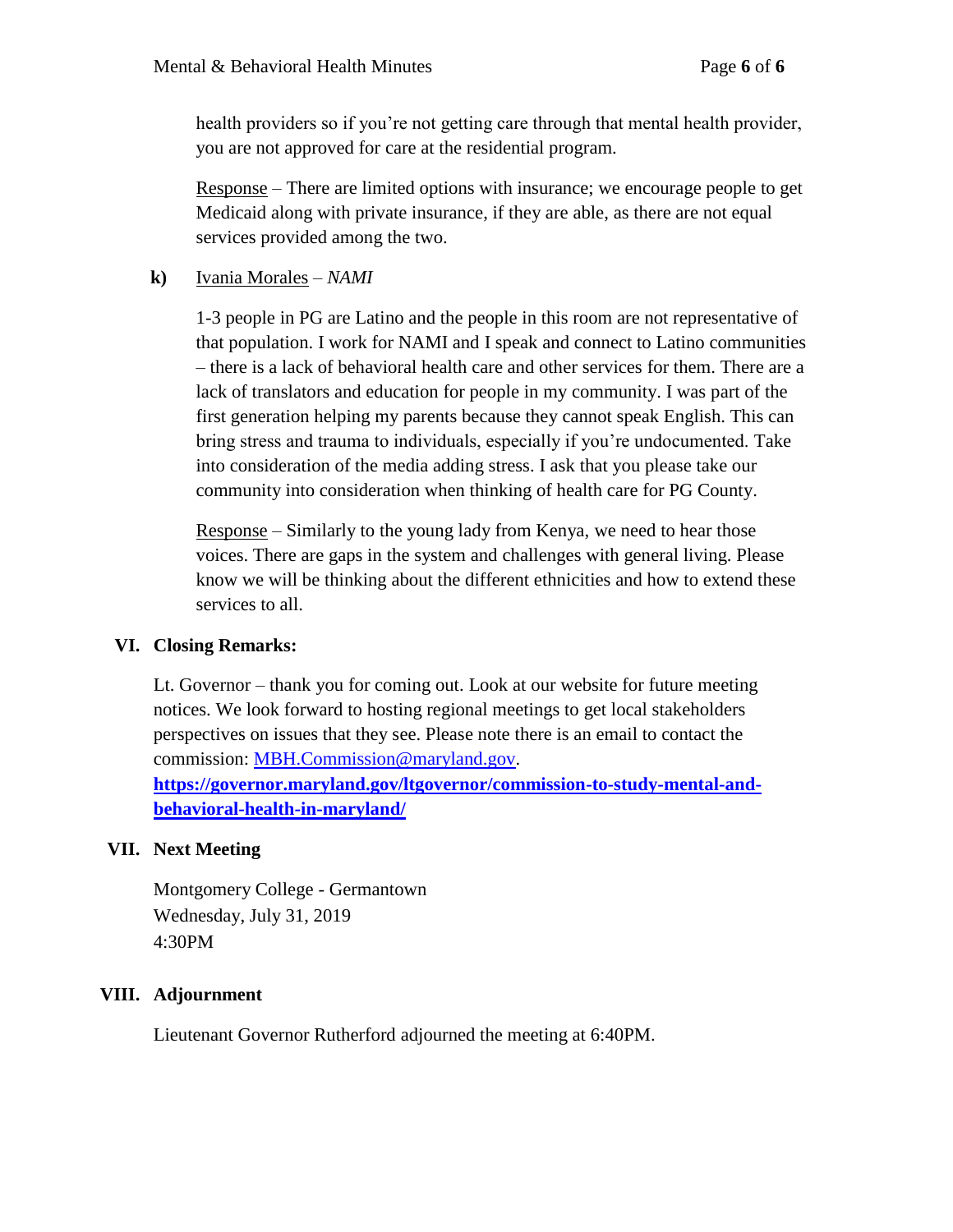health providers so if you're not getting care through that mental health provider, you are not approved for care at the residential program.

Response – There are limited options with insurance; we encourage people to get Medicaid along with private insurance, if they are able, as there are not equal services provided among the two.

**k)** Ivania Morales – *NAMI*

1-3 people in PG are Latino and the people in this room are not representative of that population. I work for NAMI and I speak and connect to Latino communities – there is a lack of behavioral health care and other services for them. There are a lack of translators and education for people in my community. I was part of the first generation helping my parents because they cannot speak English. This can bring stress and trauma to individuals, especially if you're undocumented. Take into consideration of the media adding stress. I ask that you please take our community into consideration when thinking of health care for PG County.

Response – Similarly to the young lady from Kenya, we need to hear those voices. There are gaps in the system and challenges with general living. Please know we will be thinking about the different ethnicities and how to extend these services to all.

## VI. Closing Remarks:

Lt. Governor – thank you for coming out. Look at our website for future meeting notices. We look forward to hosting regional meetings to get local stakeholders perspectives on issues that they see. Please note there is an email to contact the commission: MBH.Commission@maryland.gov.
**https://governor.maryland.gov/ltgovernor/commission-to-study-mental-and-behavioral-health-in-maryland/**

## VII. Next Meeting

Montgomery College - Germantown
Wednesday, July 31, 2019
4:30PM

## VIII. Adjournment

Lieutenant Governor Rutherford adjourned the meeting at 6:40PM.